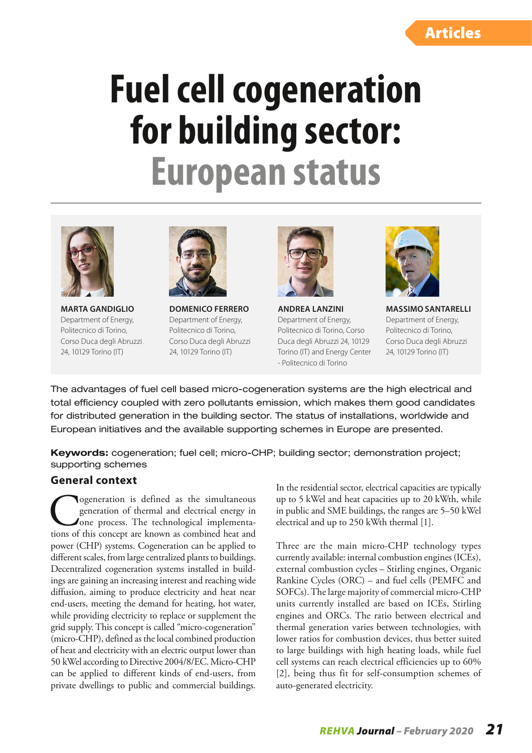Articles

# Fuel cell cogeneration for building sector: European status

**MARTA GANDIGLIO**
Department of Energy, Politecnico di Torino, Corso Duca degli Abruzzi 24, 10129 Torino (IT)

**DOMENICO FERRERO**
Department of Energy, Politecnico di Torino, Corso Duca degli Abruzzi 24, 10129 Torino (IT)

**ANDREA LANZINI**
Department of Energy, Politecnico di Torino, Corso Duca degli Abruzzi 24, 10129 Torino (IT) and Energy Center - Politecnico di Torino

**MASSIMO SANTARELLI**
Department of Energy, Politecnico di Torino, Corso Duca degli Abruzzi 24, 10129 Torino (IT)

The advantages of fuel cell based micro-cogeneration systems are the high electrical and total efficiency coupled with zero pollutants emission, which makes them good candidates for distributed generation in the building sector. The status of installations, worldwide and European initiatives and the available supporting schemes in Europe are presented.

**Keywords:** cogeneration; fuel cell; micro-CHP; building sector; demonstration project; supporting schemes

## General context

Cogeneration is defined as the simultaneous generation of thermal and electrical energy in one process. The technological implementations of this concept are known as combined heat and power (CHP) systems. Cogeneration can be applied to different scales, from large centralized plants to buildings. Decentralized cogeneration systems installed in buildings are gaining an increasing interest and reaching wide diffusion, aiming to produce electricity and heat near end-users, meeting the demand for heating, hot water, while providing electricity to replace or supplement the grid supply. This concept is called "micro-cogeneration" (micro-CHP), defined as the local combined production of heat and electricity with an electric output lower than 50 kWel according to Directive 2004/8/EC. Micro-CHP can be applied to different kinds of end-users, from private dwellings to public and commercial buildings.

In the residential sector, electrical capacities are typically up to 5 kWel and heat capacities up to 20 kWth, while in public and SME buildings, the ranges are 5–50 kWel electrical and up to 250 kWth thermal [1].

Three are the main micro-CHP technology types currently available: internal combustion engines (ICEs), external combustion cycles – Stirling engines, Organic Rankine Cycles (ORC) – and fuel cells (PEMFC and SOFCs). The large majority of commercial micro-CHP units currently installed are based on ICEs, Stirling engines and ORCs. The ratio between electrical and thermal generation varies between technologies, with lower ratios for combustion devices, thus better suited to large buildings with high heating loads, while fuel cell systems can reach electrical efficiencies up to 60% [2], being thus fit for self-consumption schemes of auto-generated electricity.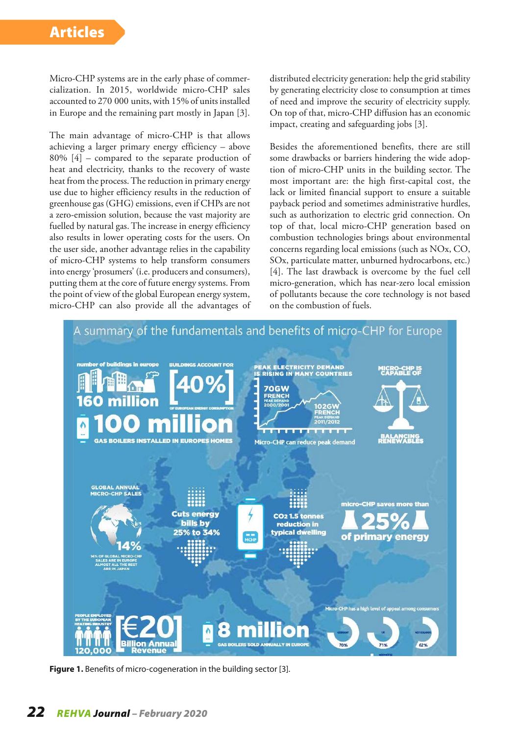Micro-CHP systems are in the early phase of commercialization. In 2015, worldwide micro-CHP sales accounted to 270 000 units, with 15% of units installed in Europe and the remaining part mostly in Japan [3].

The main advantage of micro-CHP is that allows achieving a larger primary energy efficiency – above 80% [4] – compared to the separate production of heat and electricity, thanks to the recovery of waste heat from the process. The reduction in primary energy use due to higher efficiency results in the reduction of greenhouse gas (GHG) emissions, even if CHPs are not a zero-emission solution, because the vast majority are fuelled by natural gas. The increase in energy efficiency also results in lower operating costs for the users. On the user side, another advantage relies in the capability of micro-CHP systems to help transform consumers into energy 'prosumers' (i.e. producers and consumers), putting them at the core of future energy systems. From the point of view of the global European energy system, micro-CHP can also provide all the advantages of distributed electricity generation: help the grid stability by generating electricity close to consumption at times of need and improve the security of electricity supply. On top of that, micro-CHP diffusion has an economic impact, creating and safeguarding jobs [3].

Besides the aforementioned benefits, there are still some drawbacks or barriers hindering the wide adoption of micro-CHP units in the building sector. The most important are: the high first-capital cost, the lack or limited financial support to ensure a suitable payback period and sometimes administrative hurdles, such as authorization to electric grid connection. On top of that, local micro-CHP generation based on combustion technologies brings about environmental concerns regarding local emissions (such as NOx, CO, SOx, particulate matter, unburned hydrocarbons, etc.) [4]. The last drawback is overcome by the fuel cell micro-generation, which has near-zero local emission of pollutants because the core technology is not based on the combustion of fuels.

**Figure 1.** Benefits of micro-cogeneration in the building sector [3].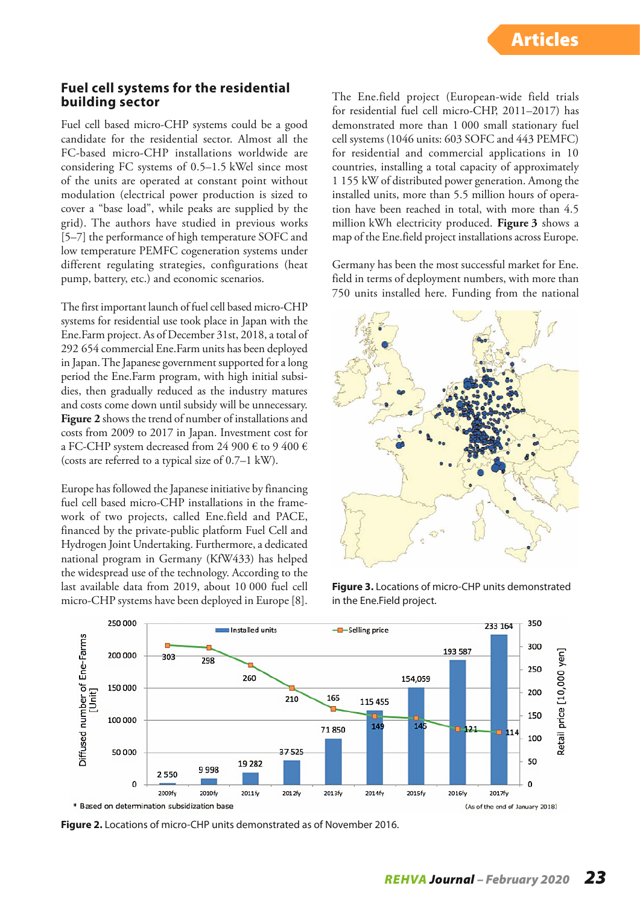## Fuel cell systems for the residential building sector

Fuel cell based micro-CHP systems could be a good candidate for the residential sector. Almost all the FC-based micro-CHP installations worldwide are considering FC systems of 0.5–1.5 kWel since most of the units are operated at constant point without modulation (electrical power production is sized to cover a "base load", while peaks are supplied by the grid). The authors have studied in previous works [5–7] the performance of high temperature SOFC and low temperature PEMFC cogeneration systems under different regulating strategies, configurations (heat pump, battery, etc.) and economic scenarios.

The first important launch of fuel cell based micro-CHP systems for residential use took place in Japan with the Ene.Farm project. As of December 31st, 2018, a total of 292 654 commercial Ene.Farm units has been deployed in Japan. The Japanese government supported for a long period the Ene.Farm program, with high initial subsidies, then gradually reduced as the industry matures and costs come down until subsidy will be unnecessary. **Figure 2** shows the trend of number of installations and costs from 2009 to 2017 in Japan. Investment cost for a FC-CHP system decreased from 24 900 € to 9 400 € (costs are referred to a typical size of 0.7–1 kW).

Europe has followed the Japanese initiative by financing fuel cell based micro-CHP installations in the framework of two projects, called Ene.field and PACE, financed by the private-public platform Fuel Cell and Hydrogen Joint Undertaking. Furthermore, a dedicated national program in Germany (KfW433) has helped the widespread use of the technology. According to the last available data from 2019, about 10 000 fuel cell micro-CHP systems have been deployed in Europe [8].

The Ene.field project (European-wide field trials for residential fuel cell micro-CHP, 2011–2017) has demonstrated more than 1 000 small stationary fuel cell systems (1046 units: 603 SOFC and 443 PEMFC) for residential and commercial applications in 10 countries, installing a total capacity of approximately 1 155 kW of distributed power generation. Among the installed units, more than 5.5 million hours of operation have been reached in total, with more than 4.5 million kWh electricity produced. **Figure 3** shows a map of the Ene.field project installations across Europe.

Germany has been the most successful market for Ene.field in terms of deployment numbers, with more than 750 units installed here. Funding from the national

**Figure 3.** Locations of micro-CHP units demonstrated in the Ene.Field project.

| Fiscal year | Installed units (Diffused number of Ene-Farms [Unit]) | Selling price (Retail price [10,000 yen]) |
|---|---|---|
| 2009fy | 2 550 | 303 |
| 2010fy | 9 998 | 298 |
| 2011fy | 19 282 | 260 |
| 2012fy | 37 525 | 210 |
| 2013fy | 71 850 | 165 |
| 2014fy | 115 455 | 149 |
| 2015fy | 154,059 | 145 |
| 2016fy | 193 587 | 121 |
| 2017fy | 233 164 | 114 |

\* Based on determination subsidization base (As of the end of January 2018)

**Figure 2.** Locations of micro-CHP units demonstrated as of November 2016.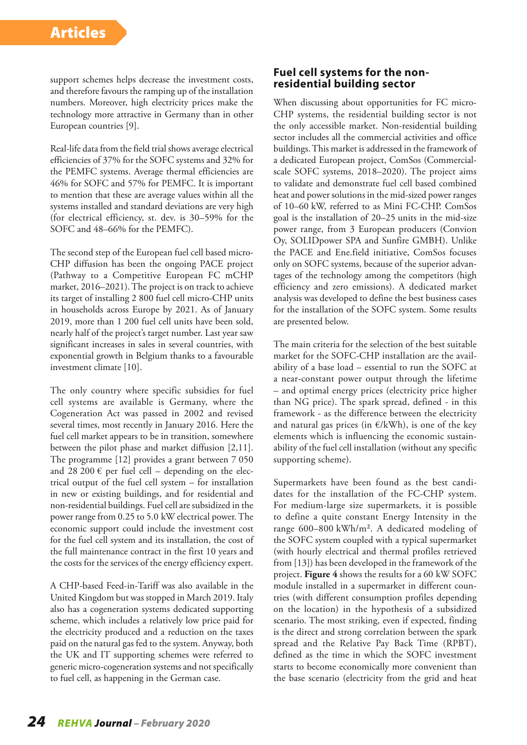support schemes helps decrease the investment costs, and therefore favours the ramping up of the installation numbers. Moreover, high electricity prices make the technology more attractive in Germany than in other European countries [9].

Real-life data from the field trial shows average electrical efficiencies of 37% for the SOFC systems and 32% for the PEMFC systems. Average thermal efficiencies are 46% for SOFC and 57% for PEMFC. It is important to mention that these are average values within all the systems installed and standard deviations are very high (for electrical efficiency, st. dev. is 30–59% for the SOFC and 48–66% for the PEMFC).

The second step of the European fuel cell based micro-CHP diffusion has been the ongoing PACE project (Pathway to a Competitive European FC mCHP market, 2016–2021). The project is on track to achieve its target of installing 2 800 fuel cell micro-CHP units in households across Europe by 2021. As of January 2019, more than 1 200 fuel cell units have been sold, nearly half of the project's target number. Last year saw significant increases in sales in several countries, with exponential growth in Belgium thanks to a favourable investment climate [10].

The only country where specific subsidies for fuel cell systems are available is Germany, where the Cogeneration Act was passed in 2002 and revised several times, most recently in January 2016. Here the fuel cell market appears to be in transition, somewhere between the pilot phase and market diffusion [2,11]. The programme [12] provides a grant between 7 050 and 28 200 € per fuel cell – depending on the electrical output of the fuel cell system – for installation in new or existing buildings, and for residential and non-residential buildings. Fuel cell are subsidized in the power range from 0.25 to 5.0 kW electrical power. The economic support could include the investment cost for the fuel cell system and its installation, the cost of the full maintenance contract in the first 10 years and the costs for the services of the energy efficiency expert.

A CHP-based Feed-in-Tariff was also available in the United Kingdom but was stopped in March 2019. Italy also has a cogeneration systems dedicated supporting scheme, which includes a relatively low price paid for the electricity produced and a reduction on the taxes paid on the natural gas fed to the system. Anyway, both the UK and IT supporting schemes were referred to generic micro-cogeneration systems and not specifically to fuel cell, as happening in the German case.

## Fuel cell systems for the non-residential building sector

When discussing about opportunities for FC micro-CHP systems, the residential building sector is not the only accessible market. Non-residential building sector includes all the commercial activities and office buildings. This market is addressed in the framework of a dedicated European project, ComSos (Commercial-scale SOFC systems, 2018–2020). The project aims to validate and demonstrate fuel cell based combined heat and power solutions in the mid-sized power ranges of 10–60 kW, referred to as Mini FC-CHP. ComSos goal is the installation of 20–25 units in the mid-size power range, from 3 European producers (Convion Oy, SOLIDpower SPA and Sunfire GMBH). Unlike the PACE and Ene.field initiative, ComSos focuses only on SOFC systems, because of the superior advantages of the technology among the competitors (high efficiency and zero emissions). A dedicated market analysis was developed to define the best business cases for the installation of the SOFC system. Some results are presented below.

The main criteria for the selection of the best suitable market for the SOFC-CHP installation are the availability of a base load – essential to run the SOFC at a near-constant power output through the lifetime – and optimal energy prices (electricity price higher than NG price). The spark spread, defined - in this framework - as the difference between the electricity and natural gas prices (in €/kWh), is one of the key elements which is influencing the economic sustainability of the fuel cell installation (without any specific supporting scheme).

Supermarkets have been found as the best candidates for the installation of the FC-CHP system. For medium-large size supermarkets, it is possible to define a quite constant Energy Intensity in the range 600–800 kWh/m². A dedicated modeling of the SOFC system coupled with a typical supermarket (with hourly electrical and thermal profiles retrieved from [13]) has been developed in the framework of the project. **Figure 4** shows the results for a 60 kW SOFC module installed in a supermarket in different countries (with different consumption profiles depending on the location) in the hypothesis of a subsidized scenario. The most striking, even if expected, finding is the direct and strong correlation between the spark spread and the Relative Pay Back Time (RPBT), defined as the time in which the SOFC investment starts to become economically more convenient than the base scenario (electricity from the grid and heat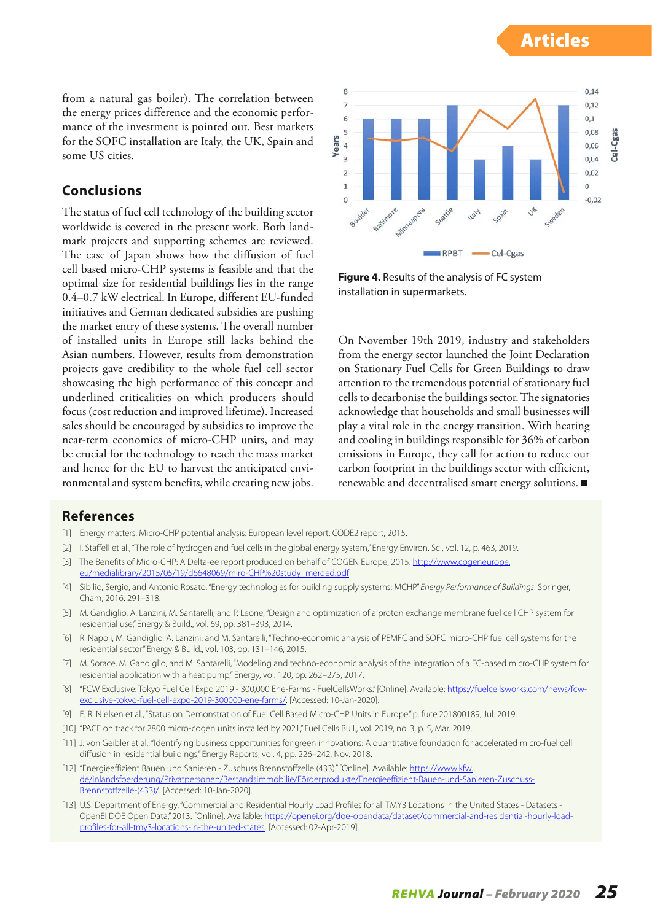from a natural gas boiler). The correlation between the energy prices difference and the economic performance of the investment is pointed out. Best markets for the SOFC installation are Italy, the UK, Spain and some US cities.

## Conclusions

The status of fuel cell technology of the building sector worldwide is covered in the present work. Both landmark projects and supporting schemes are reviewed. The case of Japan shows how the diffusion of fuel cell based micro-CHP systems is feasible and that the optimal size for residential buildings lies in the range 0.4–0.7 kW electrical. In Europe, different EU-funded initiatives and German dedicated subsidies are pushing the market entry of these systems. The overall number of installed units in Europe still lacks behind the Asian numbers. However, results from demonstration projects gave credibility to the whole fuel cell sector showcasing the high performance of this concept and underlined criticalities on which producers should focus (cost reduction and improved lifetime). Increased sales should be encouraged by subsidies to improve the near-term economics of micro-CHP units, and may be crucial for the technology to reach the mass market and hence for the EU to harvest the anticipated environmental and system benefits, while creating new jobs.

Years
8
7
6
5
4
3
2
1
0

Cel-Cgas
0,14
0,12
0,1
0,08
0,06
0,04
0,02
0
-0,02

Boulder
Baltimore
Minneapolis
Seattle
Italy
Spain
UK
Sweden

RPBT
Cel-Cgas

**Figure 4.** Results of the analysis of FC system installation in supermarkets.

On November 19th 2019, industry and stakeholders from the energy sector launched the Joint Declaration on Stationary Fuel Cells for Green Buildings to draw attention to the tremendous potential of stationary fuel cells to decarbonise the buildings sector. The signatories acknowledge that households and small businesses will play a vital role in the energy transition. With heating and cooling in buildings responsible for 36% of carbon emissions in Europe, they call for action to reduce our carbon footprint in the buildings sector with efficient, renewable and decentralised smart energy solutions. ■

## References

[1] Energy matters. Micro-CHP potential analysis: European level report. CODE2 report, 2015.

[2] I. Staffell et al., "The role of hydrogen and fuel cells in the global energy system," Energy Environ. Sci, vol. 12, p. 463, 2019.

[3] The Benefits of Micro-CHP: A Delta-ee report produced on behalf of COGEN Europe, 2015. http://www.cogeneurope.eu/medialibrary/2015/05/19/d6648069/miro-CHP%20study_merged.pdf

[4] Sibilio, Sergio, and Antonio Rosato. "Energy technologies for building supply systems: MCHP." *Energy Performance of Buildings*. Springer, Cham, 2016. 291–318.

[5] M. Gandiglio, A. Lanzini, M. Santarelli, and P. Leone, "Design and optimization of a proton exchange membrane fuel cell CHP system for residential use," Energy & Build., vol. 69, pp. 381–393, 2014.

[6] R. Napoli, M. Gandiglio, A. Lanzini, and M. Santarelli, "Techno-economic analysis of PEMFC and SOFC micro-CHP fuel cell systems for the residential sector," Energy & Build., vol. 103, pp. 131–146, 2015.

[7] M. Sorace, M. Gandiglio, and M. Santarelli, "Modeling and techno-economic analysis of the integration of a FC-based micro-CHP system for residential application with a heat pump," Energy, vol. 120, pp. 262–275, 2017.

[8] "FCW Exclusive: Tokyo Fuel Cell Expo 2019 - 300,000 Ene-Farms - FuelCellsWorks." [Online]. Available: https://fuelcellsworks.com/news/fcw-exclusive-tokyo-fuel-cell-expo-2019-300000-ene-farms/. [Accessed: 10-Jan-2020].

[9] E. R. Nielsen et al., "Status on Demonstration of Fuel Cell Based Micro-CHP Units in Europe," p. fuce.201800189, Jul. 2019.

[10] "PACE on track for 2800 micro-cogen units installed by 2021," Fuel Cells Bull., vol. 2019, no. 3, p. 5, Mar. 2019.

[11] J. von Geibler et al., "Identifying business opportunities for green innovations: A quantitative foundation for accelerated micro-fuel cell diffusion in residential buildings," Energy Reports, vol. 4, pp. 226–242, Nov. 2018.

[12] "Energieeffizient Bauen und Sanieren - Zuschuss Brennstoffzelle (433)." [Online]. Available: https://www.kfw.de/inlandsfoerderung/Privatpersonen/Bestandsimmobilie/Förderprodukte/Energieeffizient-Bauen-und-Sanieren-Zuschuss-Brennstoffzelle-(433)/. [Accessed: 10-Jan-2020].

[13] U.S. Department of Energy, "Commercial and Residential Hourly Load Profiles for all TMY3 Locations in the United States - Datasets - OpenEI DOE Open Data," 2013. [Online]. Available: https://openei.org/doe-opendata/dataset/commercial-and-residential-hourly-load-profiles-for-all-tmy3-locations-in-the-united-states. [Accessed: 02-Apr-2019].